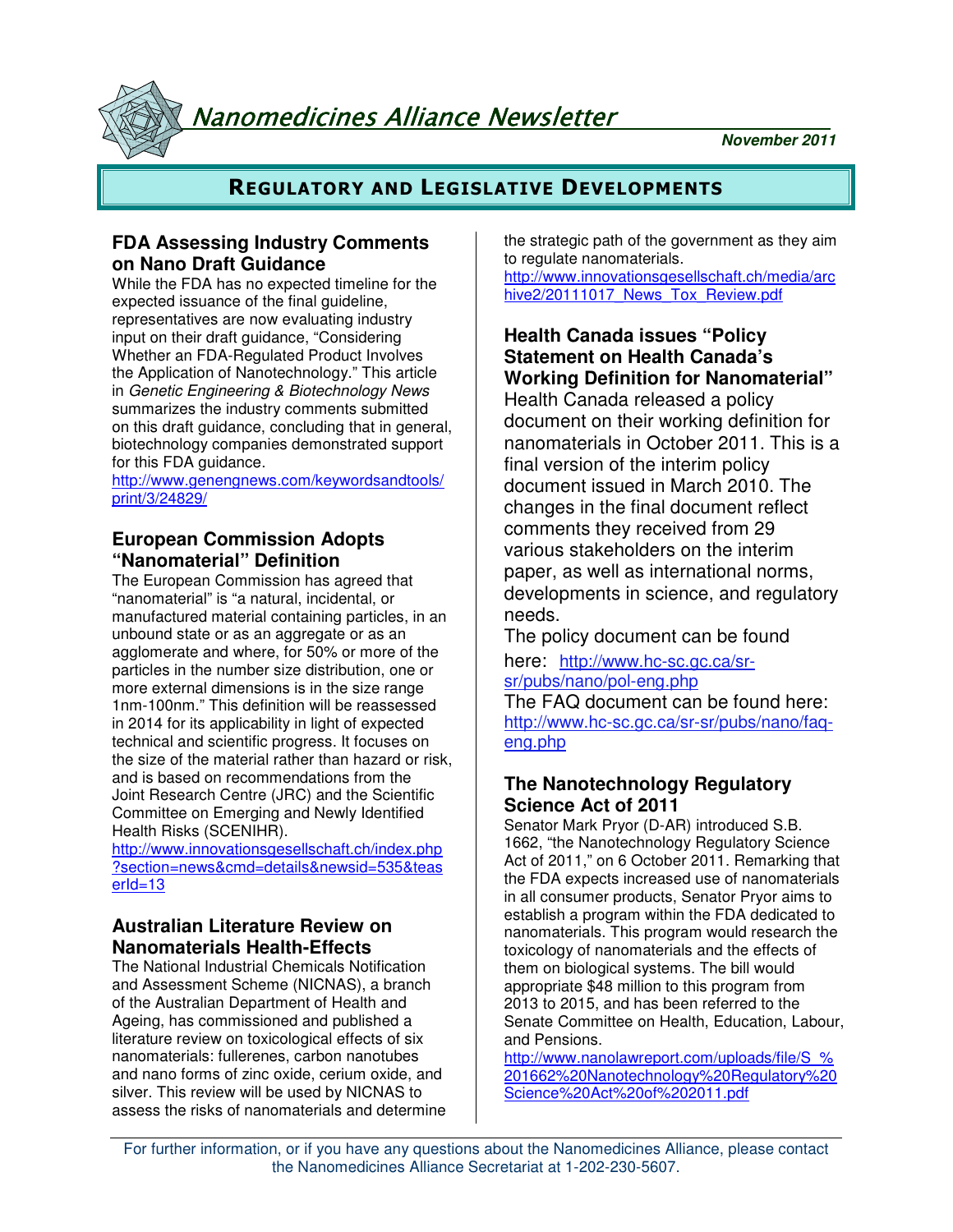# Nanomedicines Alliance Newsletter

**November 2011**

## REGULATORY AND LEGISLATIVE DEVELOPMENTS

### FDA Assessing Industry Comments on Nano Draft Guidance

While the FDA has no expected timeline for the expected issuance of the final guideline, representatives are now evaluating industry input on their draft guidance, "Considering Whether an FDA-Regulated Product Involves the Application of Nanotechnology." This article in *Genetic Engineering & Biotechnology News* summarizes the industry comments submitted on this draft guidance, concluding that in general, biotechnology companies demonstrated support for this FDA guidance.
http://www.genengnews.com/keywordsandtools/print/3/24829/

### European Commission Adopts "Nanomaterial" Definition

The European Commission has agreed that "nanomaterial" is "a natural, incidental, or manufactured material containing particles, in an unbound state or as an aggregate or as an agglomerate and where, for 50% or more of the particles in the number size distribution, one or more external dimensions is in the size range 1nm-100nm." This definition will be reassessed in 2014 for its applicability in light of expected technical and scientific progress. It focuses on the size of the material rather than hazard or risk, and is based on recommendations from the Joint Research Centre (JRC) and the Scientific Committee on Emerging and Newly Identified Health Risks (SCENIHR).
http://www.innovationsgesellschaft.ch/index.php?section=news&cmd=details&newsid=535&teaserId=13

### Australian Literature Review on Nanomaterials Health-Effects

The National Industrial Chemicals Notification and Assessment Scheme (NICNAS), a branch of the Australian Department of Health and Ageing, has commissioned and published a literature review on toxicological effects of six nanomaterials: fullerenes, carbon nanotubes and nano forms of zinc oxide, cerium oxide, and silver. This review will be used by NICNAS to assess the risks of nanomaterials and determine the strategic path of the government as they aim to regulate nanomaterials.
http://www.innovationsgesellschaft.ch/media/archive2/20111017_News_Tox_Review.pdf

### Health Canada issues "Policy Statement on Health Canada's Working Definition for Nanomaterial"

Health Canada released a policy document on their working definition for nanomaterials in October 2011. This is a final version of the interim policy document issued in March 2010. The changes in the final document reflect comments they received from 29 various stakeholders on the interim paper, as well as international norms, developments in science, and regulatory needs.

The policy document can be found here: http://www.hc-sc.gc.ca/sr-sr/pubs/nano/pol-eng.php

The FAQ document can be found here: http://www.hc-sc.gc.ca/sr-sr/pubs/nano/faq-eng.php

### The Nanotechnology Regulatory Science Act of 2011

Senator Mark Pryor (D-AR) introduced S.B. 1662, "the Nanotechnology Regulatory Science Act of 2011," on 6 October 2011. Remarking that the FDA expects increased use of nanomaterials in all consumer products, Senator Pryor aims to establish a program within the FDA dedicated to nanomaterials. This program would research the toxicology of nanomaterials and the effects of them on biological systems. The bill would appropriate $48 million to this program from 2013 to 2015, and has been referred to the Senate Committee on Health, Education, Labour, and Pensions.
http://www.nanolawreport.com/uploads/file/S_%201662%20Nanotechnology%20Regulatory%20Science%20Act%20of%202011.pdf

For further information, or if you have any questions about the Nanomedicines Alliance, please contact the Nanomedicines Alliance Secretariat at 1-202-230-5607.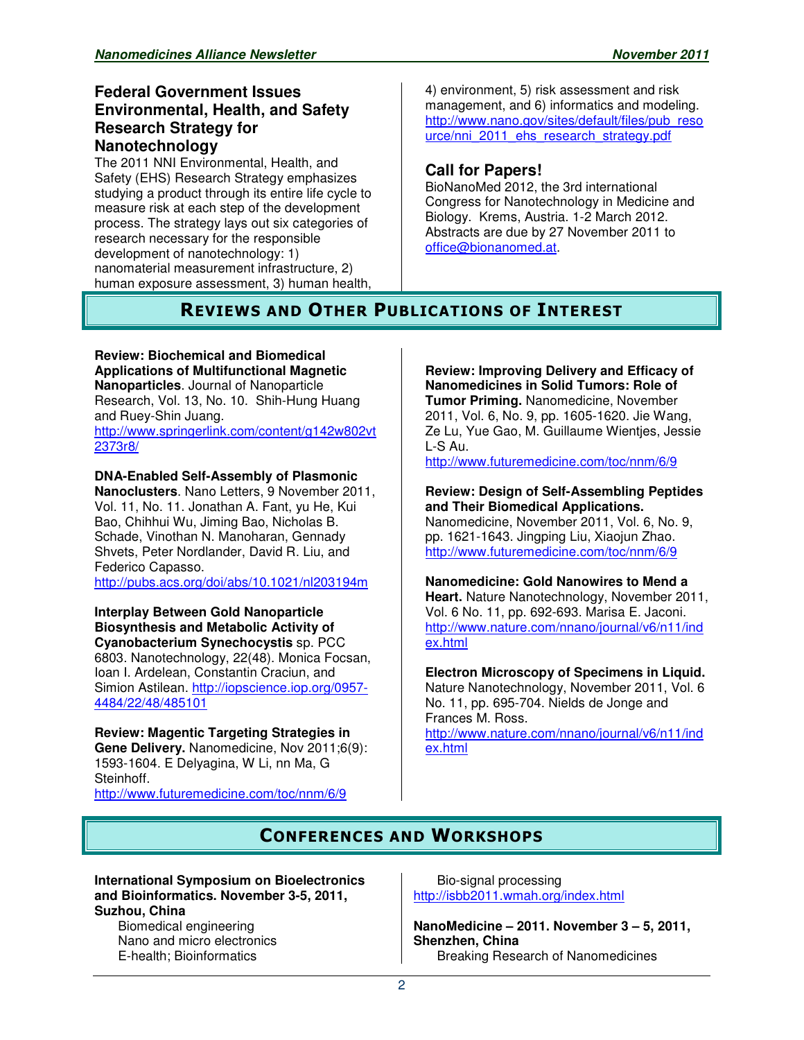## Federal Government Issues Environmental, Health, and Safety Research Strategy for Nanotechnology

The 2011 NNI Environmental, Health, and Safety (EHS) Research Strategy emphasizes studying a product through its entire life cycle to measure risk at each step of the development process. The strategy lays out six categories of research necessary for the responsible development of nanotechnology: 1) nanomaterial measurement infrastructure, 2) human exposure assessment, 3) human health, 4) environment, 5) risk assessment and risk management, and 6) informatics and modeling. http://www.nano.gov/sites/default/files/pub_resource/nni_2011_ehs_research_strategy.pdf

## Call for Papers!

BioNanoMed 2012, the 3rd international Congress for Nanotechnology in Medicine and Biology. Krems, Austria. 1-2 March 2012. Abstracts are due by 27 November 2011 to office@bionanomed.at.

# Reviews and Other Publications of Interest

**Review: Biochemical and Biomedical Applications of Multifunctional Magnetic Nanoparticles**. Journal of Nanoparticle Research, Vol. 13, No. 10. Shih-Hung Huang and Ruey-Shin Juang.
http://www.springerlink.com/content/g142w802vt2373r8/

**DNA-Enabled Self-Assembly of Plasmonic Nanoclusters**. Nano Letters, 9 November 2011, Vol. 11, No. 11. Jonathan A. Fant, yu He, Kui Bao, Chihhui Wu, Jiming Bao, Nicholas B. Schade, Vinothan N. Manoharan, Gennady Shvets, Peter Nordlander, David R. Liu, and Federico Capasso.
http://pubs.acs.org/doi/abs/10.1021/nl203194m

**Interplay Between Gold Nanoparticle Biosynthesis and Metabolic Activity of Cyanobacterium Synechocystis** sp. PCC 6803. Nanotechnology, 22(48). Monica Focsan, Ioan I. Ardelean, Constantin Craciun, and Simion Astilean. http://iopscience.iop.org/0957-4484/22/48/485101

**Review: Magentic Targeting Strategies in Gene Delivery.** Nanomedicine, Nov 2011;6(9): 1593-1604. E Delyagina, W Li, nn Ma, G Steinhoff.
http://www.futuremedicine.com/toc/nnm/6/9

**Review: Improving Delivery and Efficacy of Nanomedicines in Solid Tumors: Role of Tumor Priming.** Nanomedicine, November 2011, Vol. 6, No. 9, pp. 1605-1620. Jie Wang, Ze Lu, Yue Gao, M. Guillaume Wientjes, Jessie L-S Au.
http://www.futuremedicine.com/toc/nnm/6/9

**Review: Design of Self-Assembling Peptides and Their Biomedical Applications.** Nanomedicine, November 2011, Vol. 6, No. 9, pp. 1621-1643. Jingping Liu, Xiaojun Zhao.
http://www.futuremedicine.com/toc/nnm/6/9

**Nanomedicine: Gold Nanowires to Mend a Heart.** Nature Nanotechnology, November 2011, Vol. 6 No. 11, pp. 692-693. Marisa E. Jaconi.
http://www.nature.com/nnano/journal/v6/n11/index.html

**Electron Microscopy of Specimens in Liquid.** Nature Nanotechnology, November 2011, Vol. 6 No. 11, pp. 695-704. Nields de Jonge and Frances M. Ross.
http://www.nature.com/nnano/journal/v6/n11/index.html

# Conferences and Workshops

**International Symposium on Bioelectronics and Bioinformatics. November 3-5, 2011, Suzhou, China**

- Biomedical engineering
- Nano and micro electronics
- E-health; Bioinformatics
- Bio-signal processing

http://isbb2011.wmah.org/index.html

**NanoMedicine – 2011. November 3 – 5, 2011, Shenzhen, China**

- Breaking Research of Nanomedicines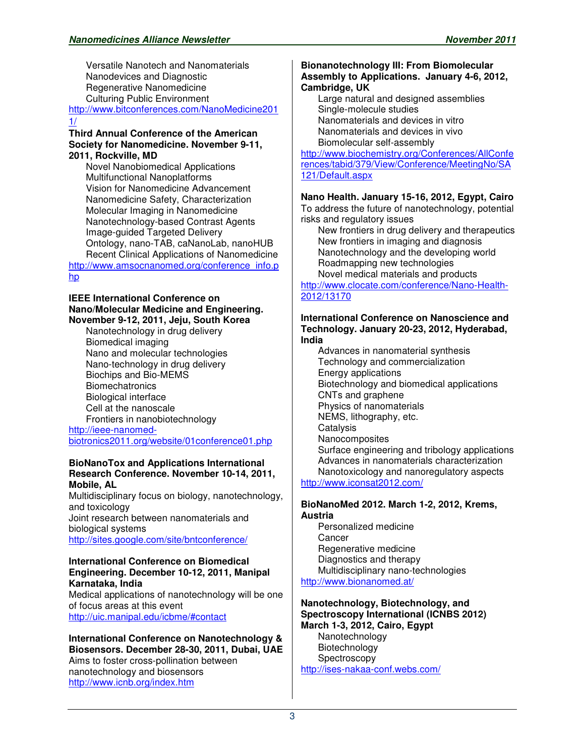Versatile Nanotech and Nanomaterials
Nanodevices and Diagnostic
Regenerative Nanomedicine
Culturing Public Environment

http://www.bitconferences.com/NanoMedicine2011/

**Third Annual Conference of the American Society for Nanomedicine. November 9-11, 2011, Rockville, MD**

Novel Nanobiomedical Applications
Multifunctional Nanoplatforms
Vision for Nanomedicine Advancement
Nanomedicine Safety, Characterization
Molecular Imaging in Nanomedicine
Nanotechnology-based Contrast Agents
Image-guided Targeted Delivery
Ontology, nano-TAB, caNanoLab, nanoHUB
Recent Clinical Applications of Nanomedicine

http://www.amsocnanomed.org/conference_info.php

**IEEE International Conference on Nano/Molecular Medicine and Engineering. November 9-12, 2011, Jeju, South Korea**

Nanotechnology in drug delivery
Biomedical imaging
Nano and molecular technologies
Nano-technology in drug delivery
Biochips and Bio-MEMS
Biomechatronics
Biological interface
Cell at the nanoscale
Frontiers in nanobiotechnology

http://ieee-nanomed-biotronics2011.org/website/01conference01.php

**BioNanoTox and Applications International Research Conference. November 10-14, 2011, Mobile, AL**

Multidisciplinary focus on biology, nanotechnology, and toxicology
Joint research between nanomaterials and biological systems

http://sites.google.com/site/bntconference/

**International Conference on Biomedical Engineering. December 10-12, 2011, Manipal Karnataka, India**

Medical applications of nanotechnology will be one of focus areas at this event

http://uic.manipal.edu/icbme/#contact

**International Conference on Nanotechnology & Biosensors. December 28-30, 2011, Dubai, UAE**

Aims to foster cross-pollination between nanotechnology and biosensors

http://www.icnb.org/index.htm

**Bionanotechnology III: From Biomolecular Assembly to Applications. January 4-6, 2012, Cambridge, UK**

Large natural and designed assemblies
Single-molecule studies
Nanomaterials and devices in vitro
Nanomaterials and devices in vivo
Biomolecular self-assembly

http://www.biochemistry.org/Conferences/AllConferences/tabid/379/View/Conference/MeetingNo/SA121/Default.aspx

**Nano Health. January 15-16, 2012, Egypt, Cairo**

To address the future of nanotechnology, potential risks and regulatory issues

New frontiers in drug delivery and therapeutics
New frontiers in imaging and diagnosis
Nanotechnology and the developing world
Roadmapping new technologies
Novel medical materials and products

http://www.clocate.com/conference/Nano-Health-2012/13170

**International Conference on Nanoscience and Technology. January 20-23, 2012, Hyderabad, India**

Advances in nanomaterial synthesis
Technology and commercialization
Energy applications
Biotechnology and biomedical applications
CNTs and graphene
Physics of nanomaterials
NEMS, lithography, etc.
Catalysis
Nanocomposites
Surface engineering and tribology applications
Advances in nanomaterials characterization
Nanotoxicology and nanoregulatory aspects

http://www.iconsat2012.com/

**BioNanoMed 2012. March 1-2, 2012, Krems, Austria**

Personalized medicine
Cancer
Regenerative medicine
Diagnostics and therapy
Multidisciplinary nano-technologies

http://www.bionanomed.at/

**Nanotechnology, Biotechnology, and Spectroscopy International (ICNBS 2012) March 1-3, 2012, Cairo, Egypt**

Nanotechnology
Biotechnology
Spectroscopy

http://ises-nakaa-conf.webs.com/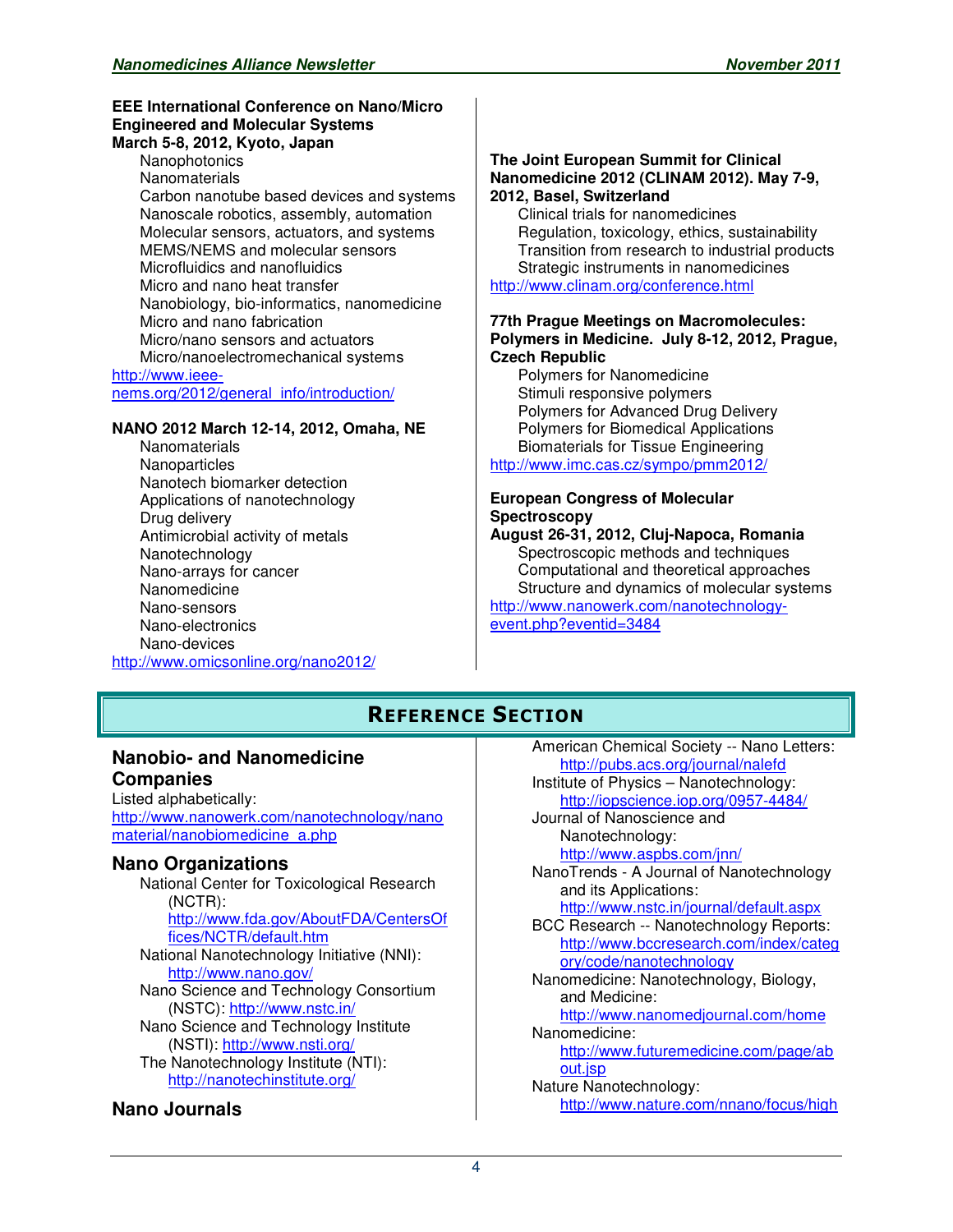**EEE International Conference on Nano/Micro Engineered and Molecular Systems**
**March 5-8, 2012, Kyoto, Japan**

- Nanophotonics
- Nanomaterials
- Carbon nanotube based devices and systems
- Nanoscale robotics, assembly, automation
- Molecular sensors, actuators, and systems
- MEMS/NEMS and molecular sensors
- Microfluidics and nanofluidics
- Micro and nano heat transfer
- Nanobiology, bio-informatics, nanomedicine
- Micro and nano fabrication
- Micro/nano sensors and actuators
- Micro/nanoelectromechanical systems

http://www.ieee-nems.org/2012/general_info/introduction/

**NANO 2012 March 12-14, 2012, Omaha, NE**

- Nanomaterials
- Nanoparticles
- Nanotech biomarker detection
- Applications of nanotechnology
- Drug delivery
- Antimicrobial activity of metals
- Nanotechnology
- Nano-arrays for cancer
- Nanomedicine
- Nano-sensors
- Nano-electronics
- Nano-devices

http://www.omicsonline.org/nano2012/

**The Joint European Summit for Clinical Nanomedicine 2012 (CLINAM 2012). May 7-9, 2012, Basel, Switzerland**

- Clinical trials for nanomedicines
- Regulation, toxicology, ethics, sustainability
- Transition from research to industrial products
- Strategic instruments in nanomedicines

http://www.clinam.org/conference.html

**77th Prague Meetings on Macromolecules: Polymers in Medicine. July 8-12, 2012, Prague, Czech Republic**

- Polymers for Nanomedicine
- Stimuli responsive polymers
- Polymers for Advanced Drug Delivery
- Polymers for Biomedical Applications
- Biomaterials for Tissue Engineering

http://www.imc.cas.cz/sympo/pmm2012/

**European Congress of Molecular Spectroscopy**
**August 26-31, 2012, Cluj-Napoca, Romania**

- Spectroscopic methods and techniques
- Computational and theoretical approaches
- Structure and dynamics of molecular systems

http://www.nanowerk.com/nanotechnology-event.php?eventid=3484

# REFERENCE SECTION

## Nanobio- and Nanomedicine Companies

Listed alphabetically:
http://www.nanowerk.com/nanotechnology/nanomaterial/nanobiomedicine_a.php

## Nano Organizations

- National Center for Toxicological Research (NCTR): http://www.fda.gov/AboutFDA/CentersOffices/NCTR/default.htm
- National Nanotechnology Initiative (NNI): http://www.nano.gov/
- Nano Science and Technology Consortium (NSTC): http://www.nstc.in/
- Nano Science and Technology Institute (NSTI): http://www.nsti.org/
- The Nanotechnology Institute (NTI): http://nanotechinstitute.org/

## Nano Journals

- American Chemical Society -- Nano Letters: http://pubs.acs.org/journal/nalefd
- Institute of Physics – Nanotechnology: http://iopscience.iop.org/0957-4484/
- Journal of Nanoscience and Nanotechnology: http://www.aspbs.com/jnn/
- NanoTrends - A Journal of Nanotechnology and its Applications: http://www.nstc.in/journal/default.aspx
- BCC Research -- Nanotechnology Reports: http://www.bccresearch.com/index/category/code/nanotechnology
- Nanomedicine: Nanotechnology, Biology, and Medicine: http://www.nanomedjournal.com/home
- Nanomedicine: http://www.futuremedicine.com/page/about.jsp
- Nature Nanotechnology: http://www.nature.com/nnano/focus/high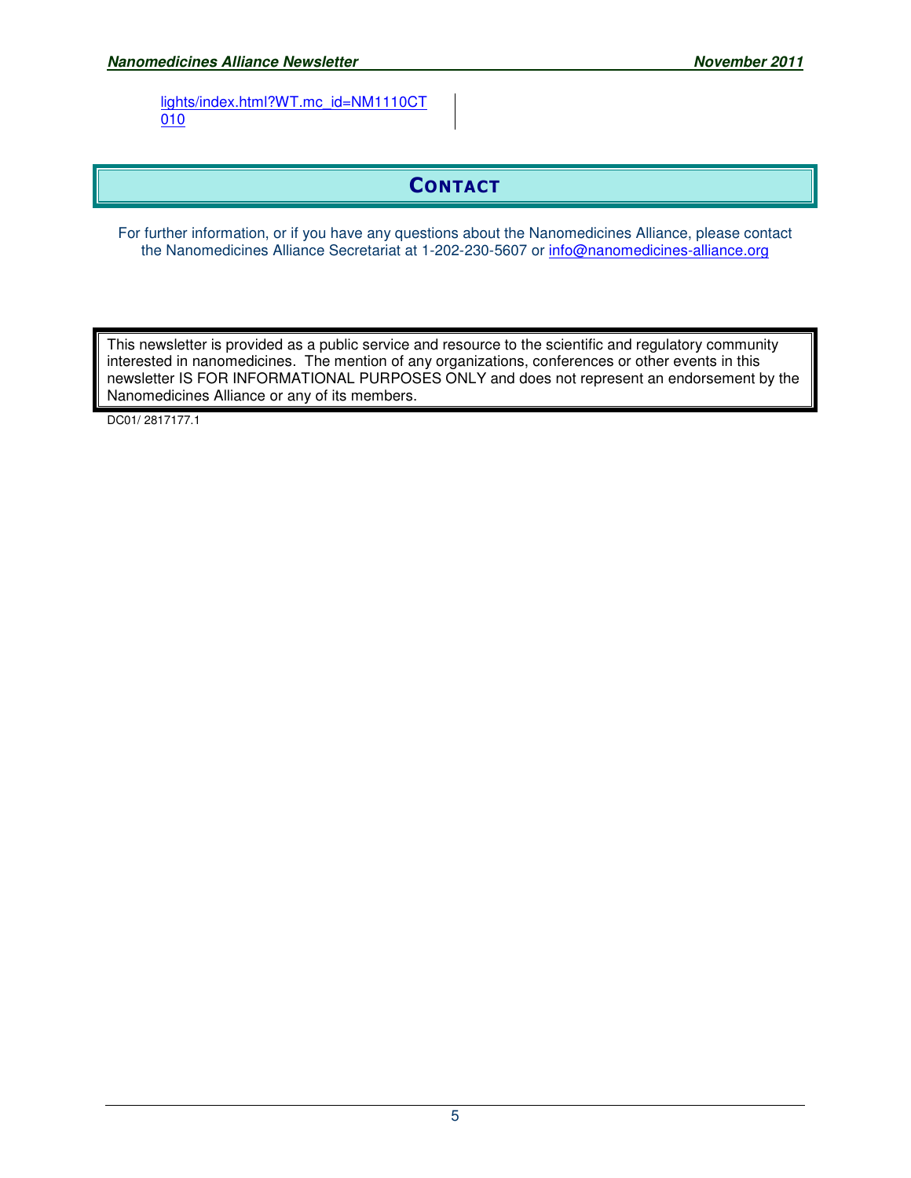lights/index.html?WT.mc_id=NM1110CT010

## CONTACT

For further information, or if you have any questions about the Nanomedicines Alliance, please contact the Nanomedicines Alliance Secretariat at 1-202-230-5607 or info@nanomedicines-alliance.org

This newsletter is provided as a public service and resource to the scientific and regulatory community interested in nanomedicines. The mention of any organizations, conferences or other events in this newsletter IS FOR INFORMATIONAL PURPOSES ONLY and does not represent an endorsement by the Nanomedicines Alliance or any of its members.

DC01/ 2817177.1